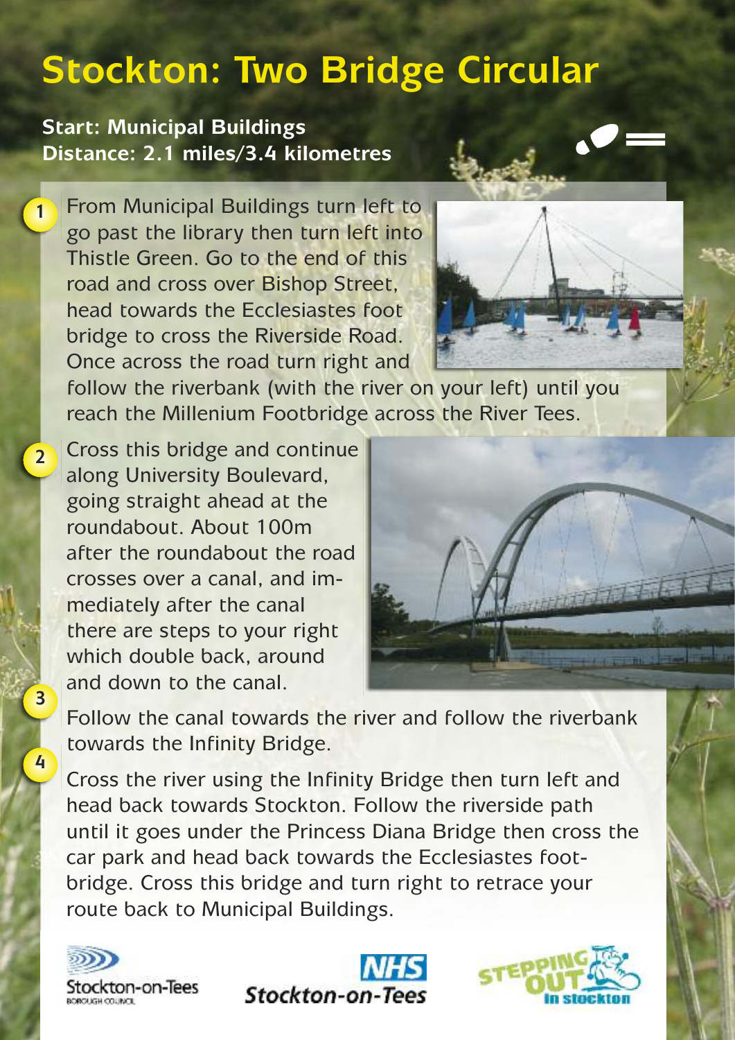# Stockton: Two Bridge Circular

**Start: Municipal Buildings**
**Distance: 2.1 miles/3.4 kilometres**

1. From Municipal Buildings turn left to go past the library then turn left into Thistle Green. Go to the end of this road and cross over Bishop Street, head towards the Ecclesiastes foot bridge to cross the Riverside Road. Once across the road turn right and follow the riverbank (with the river on your left) until you reach the Millenium Footbridge across the River Tees.

2. Cross this bridge and continue along University Boulevard, going straight ahead at the roundabout. About 100m after the roundabout the road crosses over a canal, and immediately after the canal there are steps to your right which double back, around and down to the canal.

3. Follow the canal towards the river and follow the riverbank towards the Infinity Bridge.

4. Cross the river using the Infinity Bridge then turn left and head back towards Stockton. Follow the riverside path until it goes under the Princess Diana Bridge then cross the car park and head back towards the Ecclesiastes footbridge. Cross this bridge and turn right to retrace your route back to Municipal Buildings.

Stockton-on-Tees Borough Council

NHS Stockton-on-Tees

Stepping Out in Stockton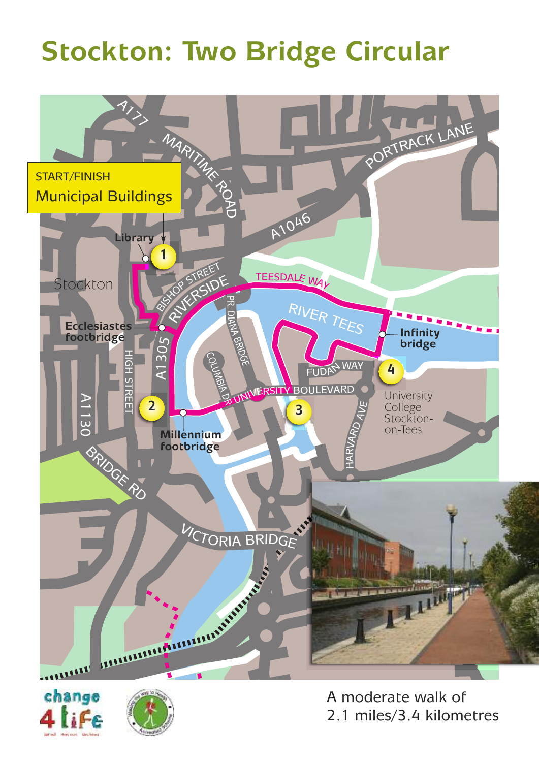# Stockton: Two Bridge Circular

START/FINISH

Municipal Buildings

Library

1

Stockton

BISHOP STREET

RIVERSIDE

Ecclesiastes footbridge

A1305

HIGH STREET

A1130

2

Millennium footbridge

BRIDGE RD

VICTORIA BRIDGE

A177

MARITIME ROAD

PORTRACK LANE

A1046

TEESDALE WAY

RIVER TEES

PR. DIANA BRIDGE

COLUMBIA DR

UNIVERSITY BOULEVARD

3

FUDAN WAY

HARVARD AVE

Infinity bridge

4

University College Stockton-on-Tees

A moderate walk of
2.1 miles/3.4 kilometres